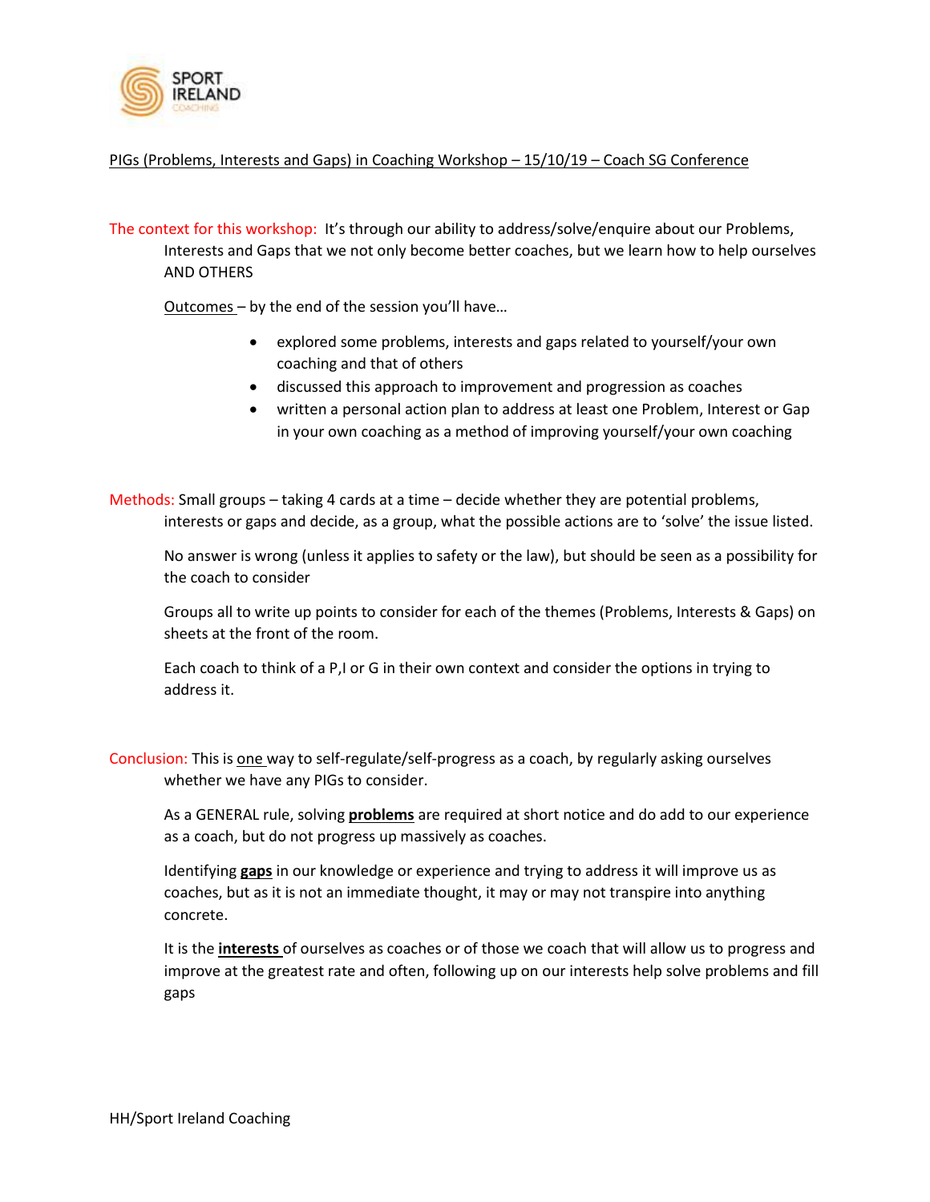SPORT IRELAND COACHING

PIGs (Problems, Interests and Gaps) in Coaching Workshop – 15/10/19 – Coach SG Conference

The context for this workshop: It's through our ability to address/solve/enquire about our Problems, Interests and Gaps that we not only become better coaches, but we learn how to help ourselves AND OTHERS

Outcomes – by the end of the session you'll have…

- explored some problems, interests and gaps related to yourself/your own coaching and that of others
- discussed this approach to improvement and progression as coaches
- written a personal action plan to address at least one Problem, Interest or Gap in your own coaching as a method of improving yourself/your own coaching

Methods: Small groups – taking 4 cards at a time – decide whether they are potential problems, interests or gaps and decide, as a group, what the possible actions are to 'solve' the issue listed.

No answer is wrong (unless it applies to safety or the law), but should be seen as a possibility for the coach to consider

Groups all to write up points to consider for each of the themes (Problems, Interests & Gaps) on sheets at the front of the room.

Each coach to think of a P,I or G in their own context and consider the options in trying to address it.

Conclusion: This is one way to self-regulate/self-progress as a coach, by regularly asking ourselves whether we have any PIGs to consider.

As a GENERAL rule, solving **problems** are required at short notice and do add to our experience as a coach, but do not progress up massively as coaches.

Identifying **gaps** in our knowledge or experience and trying to address it will improve us as coaches, but as it is not an immediate thought, it may or may not transpire into anything concrete.

It is the **interests** of ourselves as coaches or of those we coach that will allow us to progress and improve at the greatest rate and often, following up on our interests help solve problems and fill gaps

HH/Sport Ireland Coaching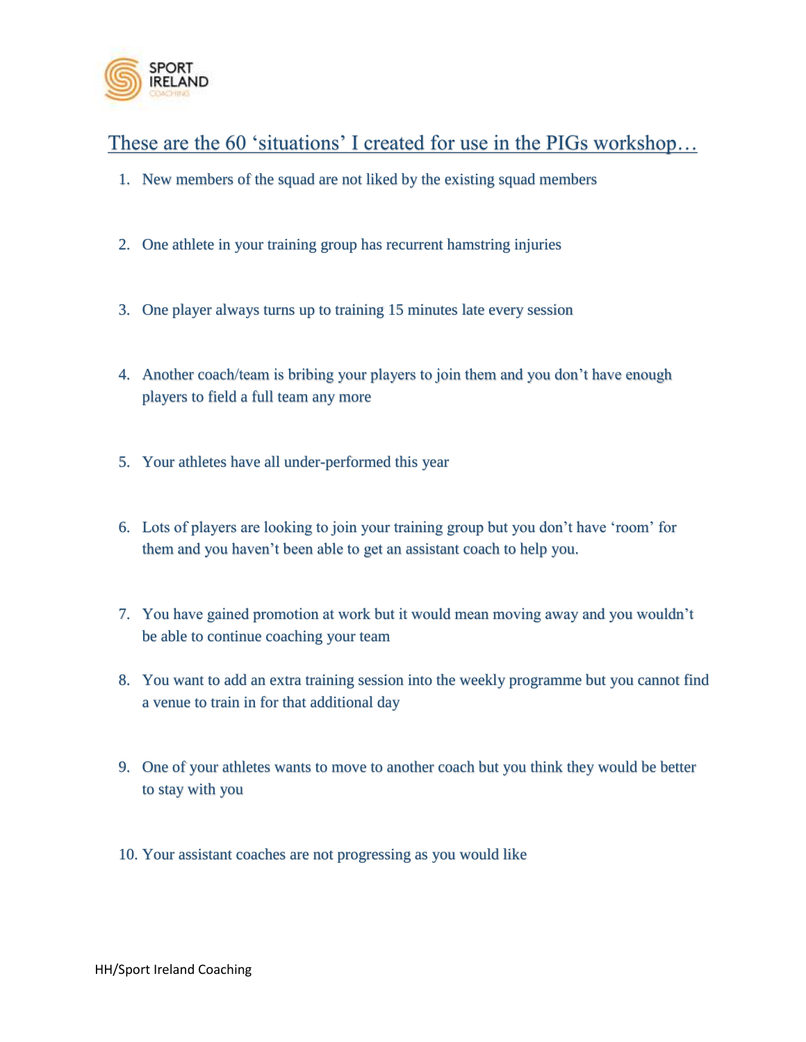## These are the 60 'situations' I created for use in the PIGs workshop…

1. New members of the squad are not liked by the existing squad members

2. One athlete in your training group has recurrent hamstring injuries

3. One player always turns up to training 15 minutes late every session

4. Another coach/team is bribing your players to join them and you don't have enough players to field a full team any more

5. Your athletes have all under-performed this year

6. Lots of players are looking to join your training group but you don't have 'room' for them and you haven't been able to get an assistant coach to help you.

7. You have gained promotion at work but it would mean moving away and you wouldn't be able to continue coaching your team

8. You want to add an extra training session into the weekly programme but you cannot find a venue to train in for that additional day

9. One of your athletes wants to move to another coach but you think they would be better to stay with you

10. Your assistant coaches are not progressing as you would like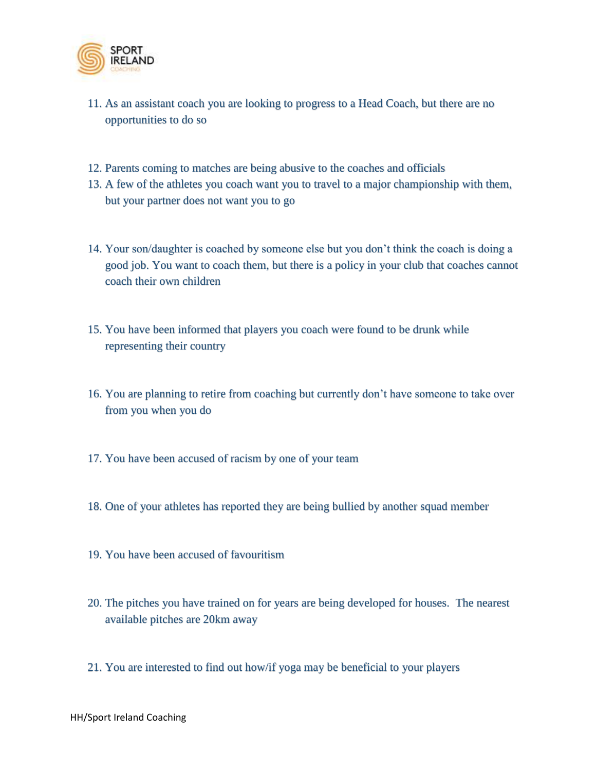11. As an assistant coach you are looking to progress to a Head Coach, but there are no opportunities to do so

12. Parents coming to matches are being abusive to the coaches and officials
13. A few of the athletes you coach want you to travel to a major championship with them, but your partner does not want you to go

14. Your son/daughter is coached by someone else but you don't think the coach is doing a good job. You want to coach them, but there is a policy in your club that coaches cannot coach their own children

15. You have been informed that players you coach were found to be drunk while representing their country

16. You are planning to retire from coaching but currently don't have someone to take over from you when you do

17. You have been accused of racism by one of your team

18. One of your athletes has reported they are being bullied by another squad member

19. You have been accused of favouritism

20. The pitches you have trained on for years are being developed for houses. The nearest available pitches are 20km away

21. You are interested to find out how/if yoga may be beneficial to your players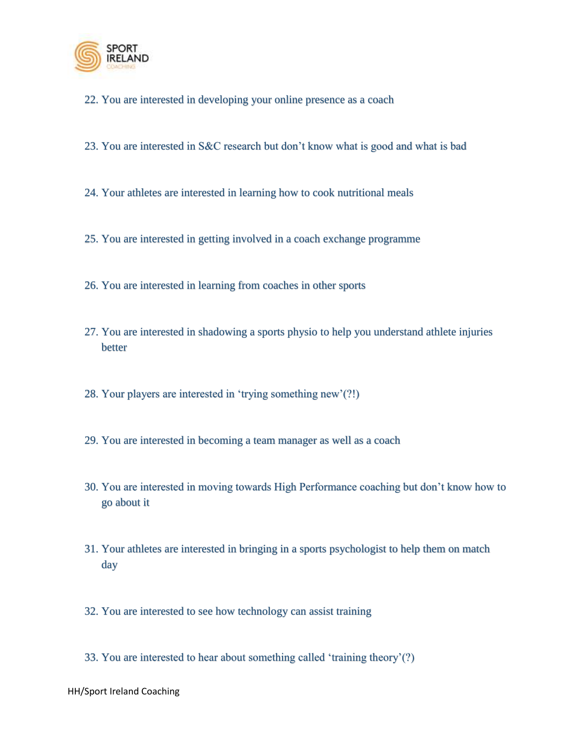22. You are interested in developing your online presence as a coach

23. You are interested in S&C research but don't know what is good and what is bad

24. Your athletes are interested in learning how to cook nutritional meals

25. You are interested in getting involved in a coach exchange programme

26. You are interested in learning from coaches in other sports

27. You are interested in shadowing a sports physio to help you understand athlete injuries better

28. Your players are interested in 'trying something new'(?!)

29. You are interested in becoming a team manager as well as a coach

30. You are interested in moving towards High Performance coaching but don't know how to go about it

31. Your athletes are interested in bringing in a sports psychologist to help them on match day

32. You are interested to see how technology can assist training

33. You are interested to hear about something called 'training theory'(?)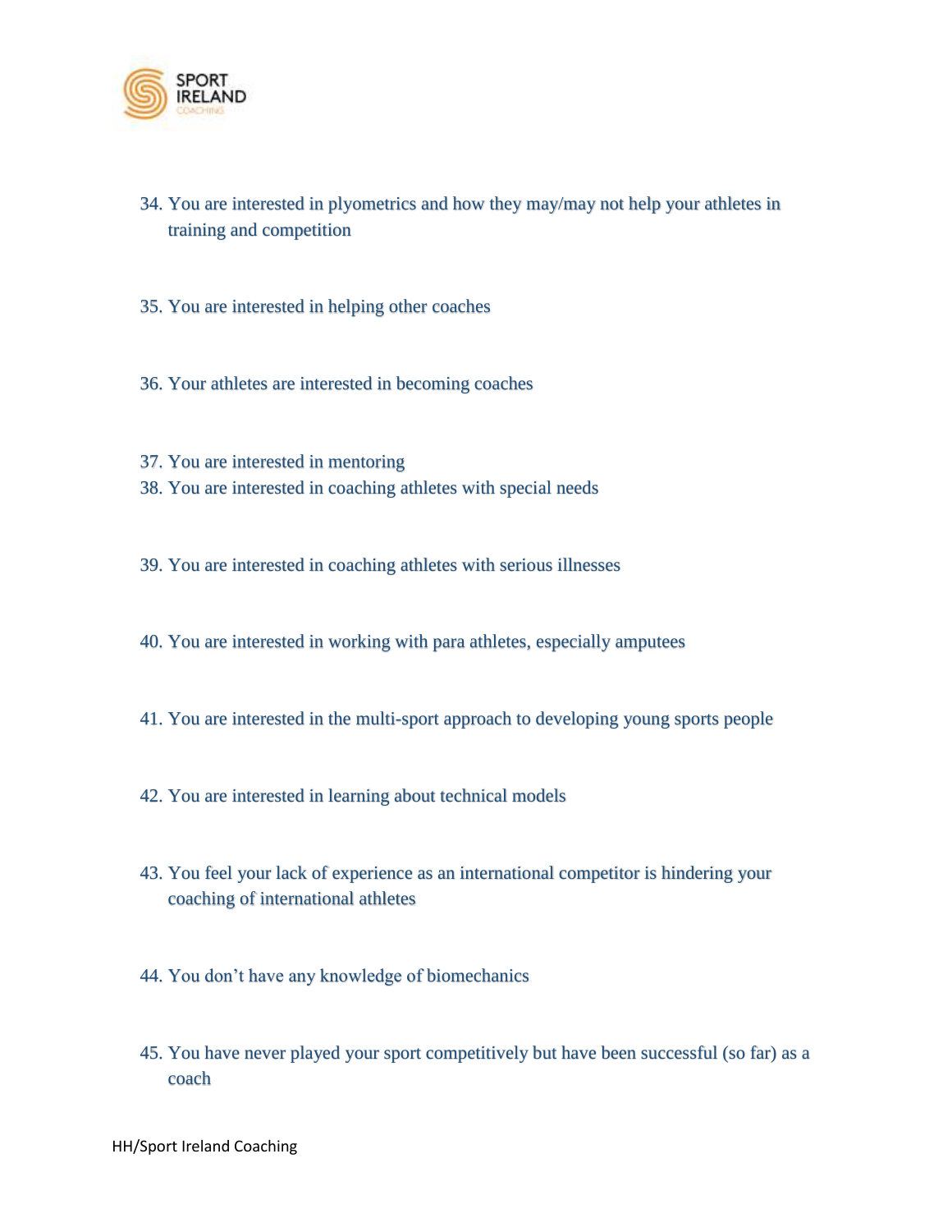34. You are interested in plyometrics and how they may/may not help your athletes in training and competition

35. You are interested in helping other coaches

36. Your athletes are interested in becoming coaches

37. You are interested in mentoring
38. You are interested in coaching athletes with special needs

39. You are interested in coaching athletes with serious illnesses

40. You are interested in working with para athletes, especially amputees

41. You are interested in the multi-sport approach to developing young sports people

42. You are interested in learning about technical models

43. You feel your lack of experience as an international competitor is hindering your coaching of international athletes

44. You don't have any knowledge of biomechanics

45. You have never played your sport competitively but have been successful (so far) as a coach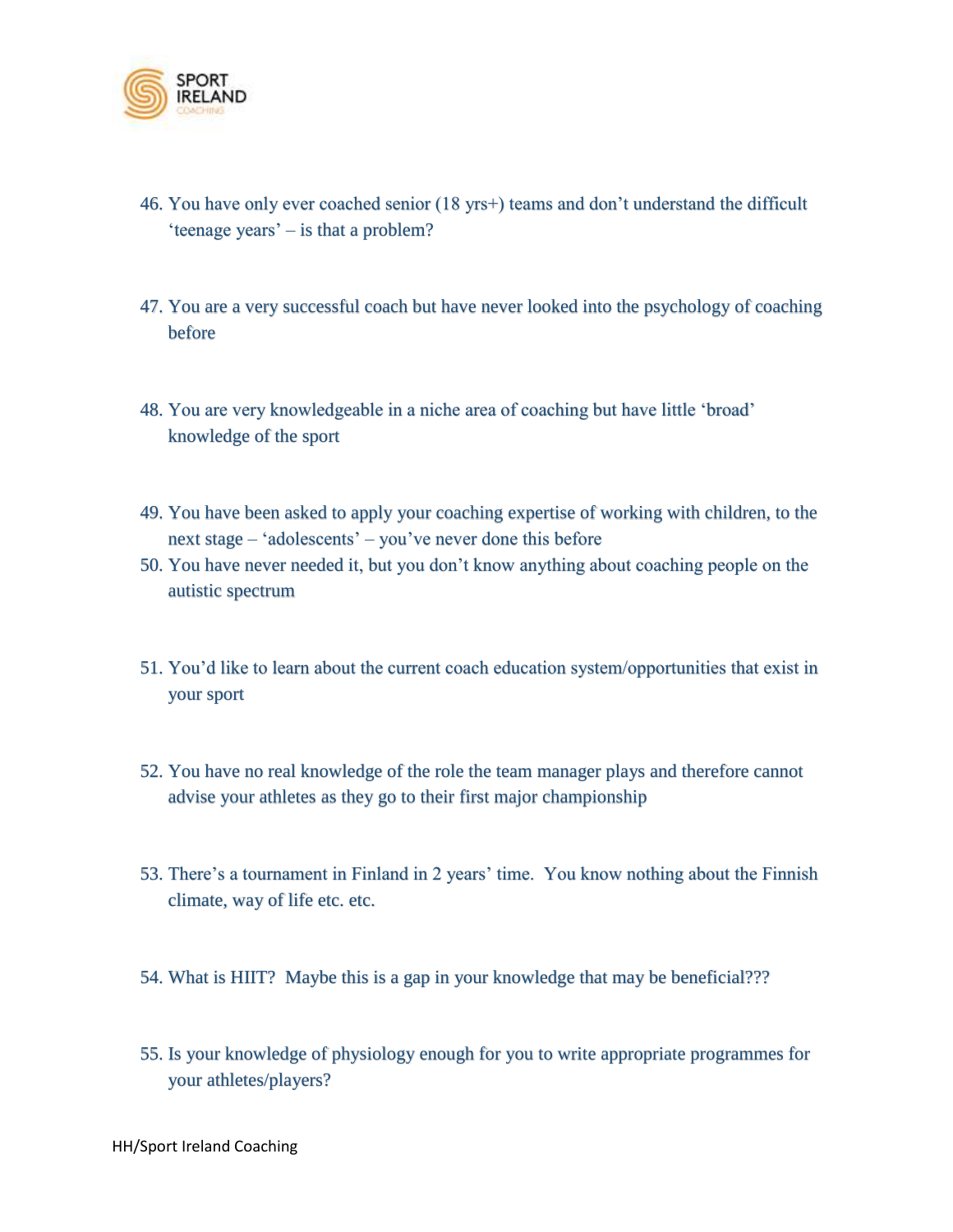46. You have only ever coached senior (18 yrs+) teams and don't understand the difficult 'teenage years' – is that a problem?

47. You are a very successful coach but have never looked into the psychology of coaching before

48. You are very knowledgeable in a niche area of coaching but have little 'broad' knowledge of the sport

49. You have been asked to apply your coaching expertise of working with children, to the next stage – 'adolescents' – you've never done this before
50. You have never needed it, but you don't know anything about coaching people on the autistic spectrum

51. You'd like to learn about the current coach education system/opportunities that exist in your sport

52. You have no real knowledge of the role the team manager plays and therefore cannot advise your athletes as they go to their first major championship

53. There's a tournament in Finland in 2 years' time. You know nothing about the Finnish climate, way of life etc. etc.

54. What is HIIT? Maybe this is a gap in your knowledge that may be beneficial???

55. Is your knowledge of physiology enough for you to write appropriate programmes for your athletes/players?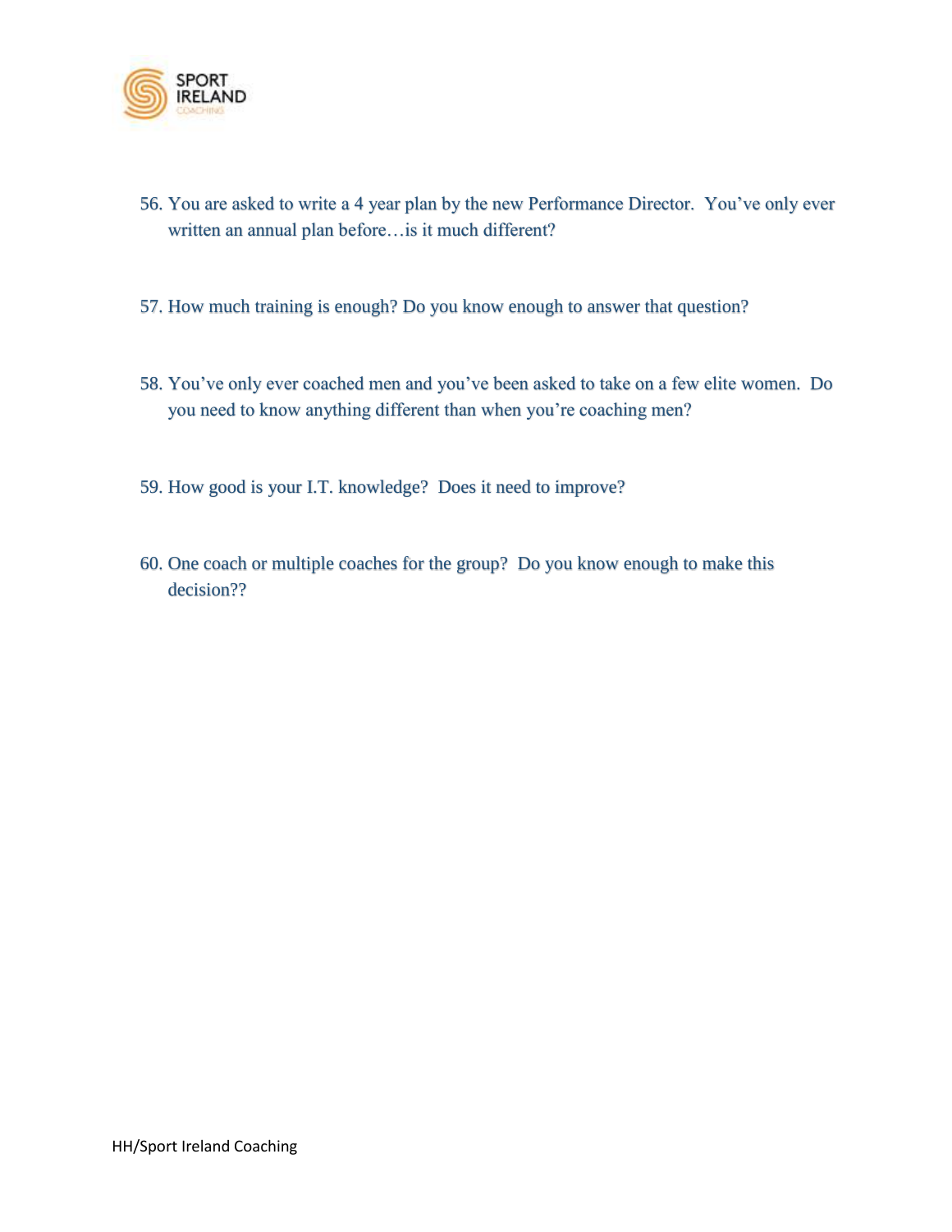56. You are asked to write a 4 year plan by the new Performance Director. You've only ever written an annual plan before…is it much different?

57. How much training is enough? Do you know enough to answer that question?

58. You've only ever coached men and you've been asked to take on a few elite women. Do you need to know anything different than when you're coaching men?

59. How good is your I.T. knowledge? Does it need to improve?

60. One coach or multiple coaches for the group? Do you know enough to make this decision??